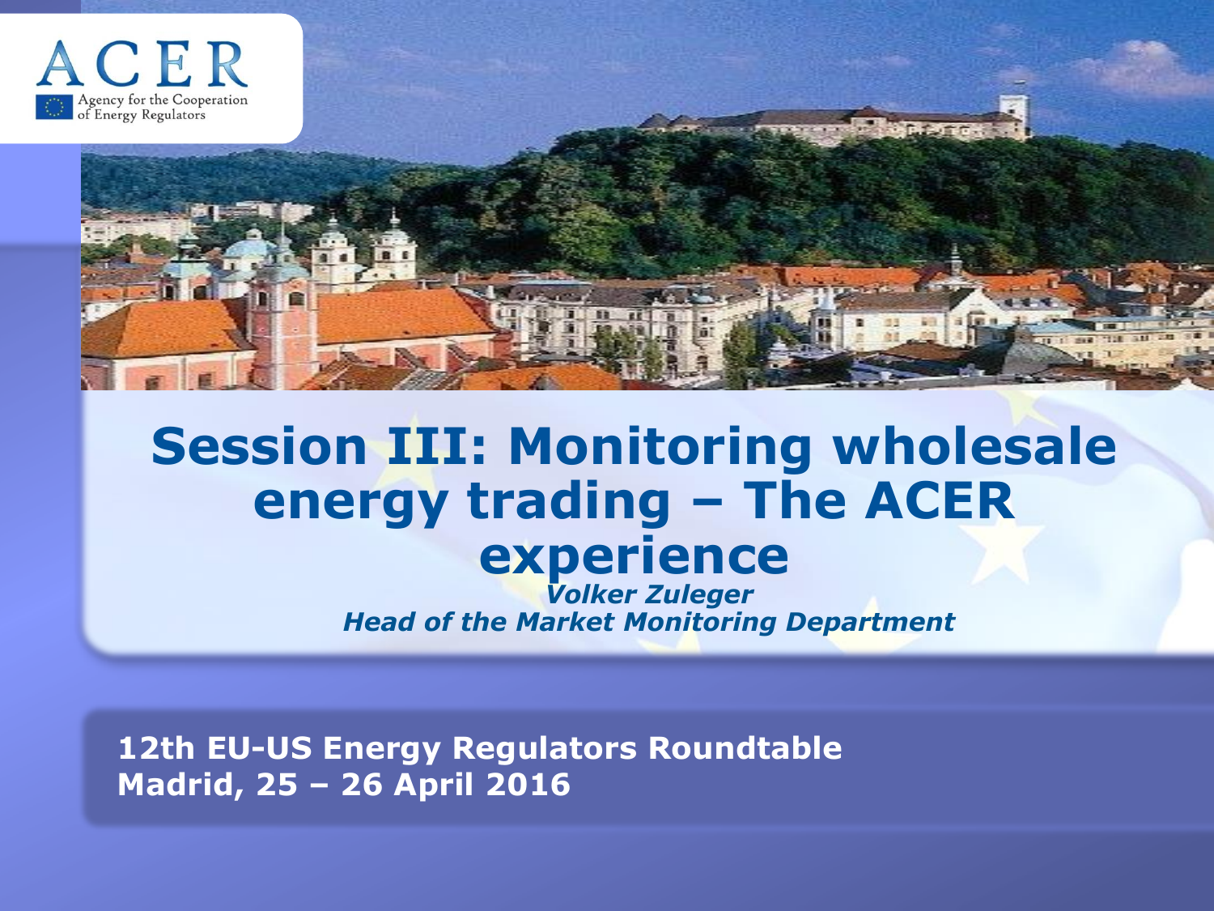ACER
Agency for the Cooperation of Energy Regulators

# Session III: Monitoring wholesale energy trading – The ACER experience

***Volker Zuleger***
***Head of the Market Monitoring Department***

**12th EU-US Energy Regulators Roundtable**
**Madrid, 25 – 26 April 2016**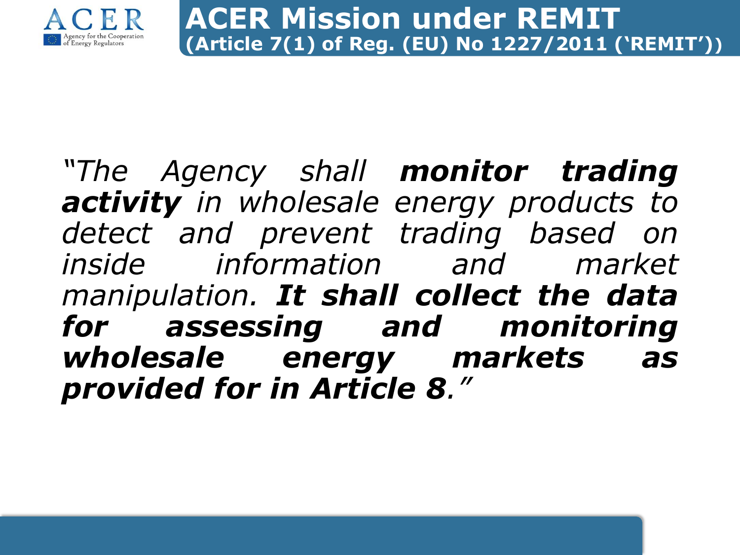# ACER Mission under REMIT

## (Article 7(1) of Reg. (EU) No 1227/2011 ('REMIT'))

*"The Agency shall **monitor trading activity** in wholesale energy products to detect and prevent trading based on inside information and market manipulation. **It shall collect the data for assessing and monitoring wholesale energy markets as provided for in Article 8**."*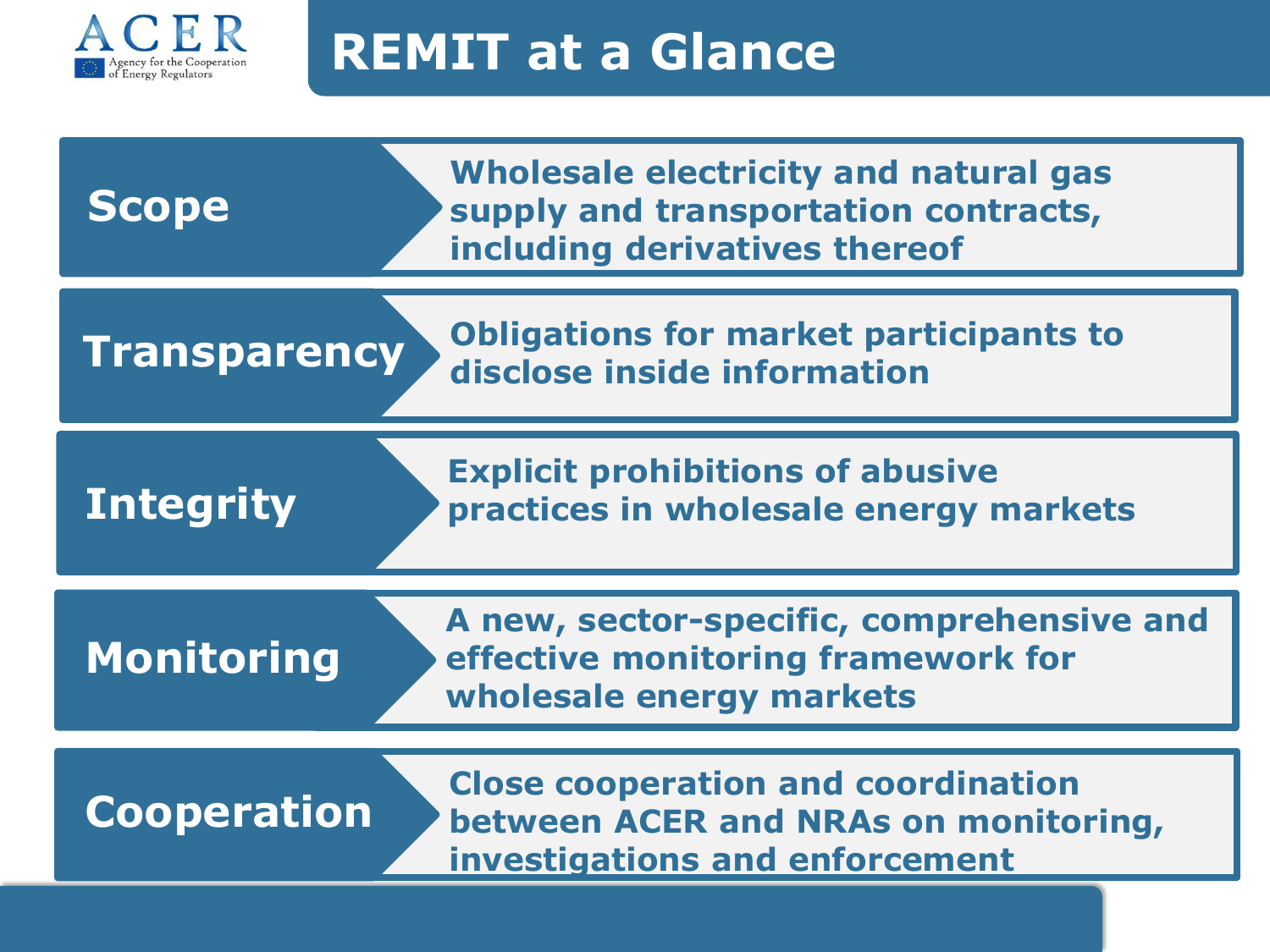# REMIT at a Glance

| | |
|---|---|
| **Scope** | Wholesale electricity and natural gas supply and transportation contracts, including derivatives thereof |
| **Transparency** | Obligations for market participants to disclose inside information |
| **Integrity** | Explicit prohibitions of abusive practices in wholesale energy markets |
| **Monitoring** | A new, sector-specific, comprehensive and effective monitoring framework for wholesale energy markets |
| **Cooperation** | Close cooperation and coordination between ACER and NRAs on monitoring, investigations and enforcement |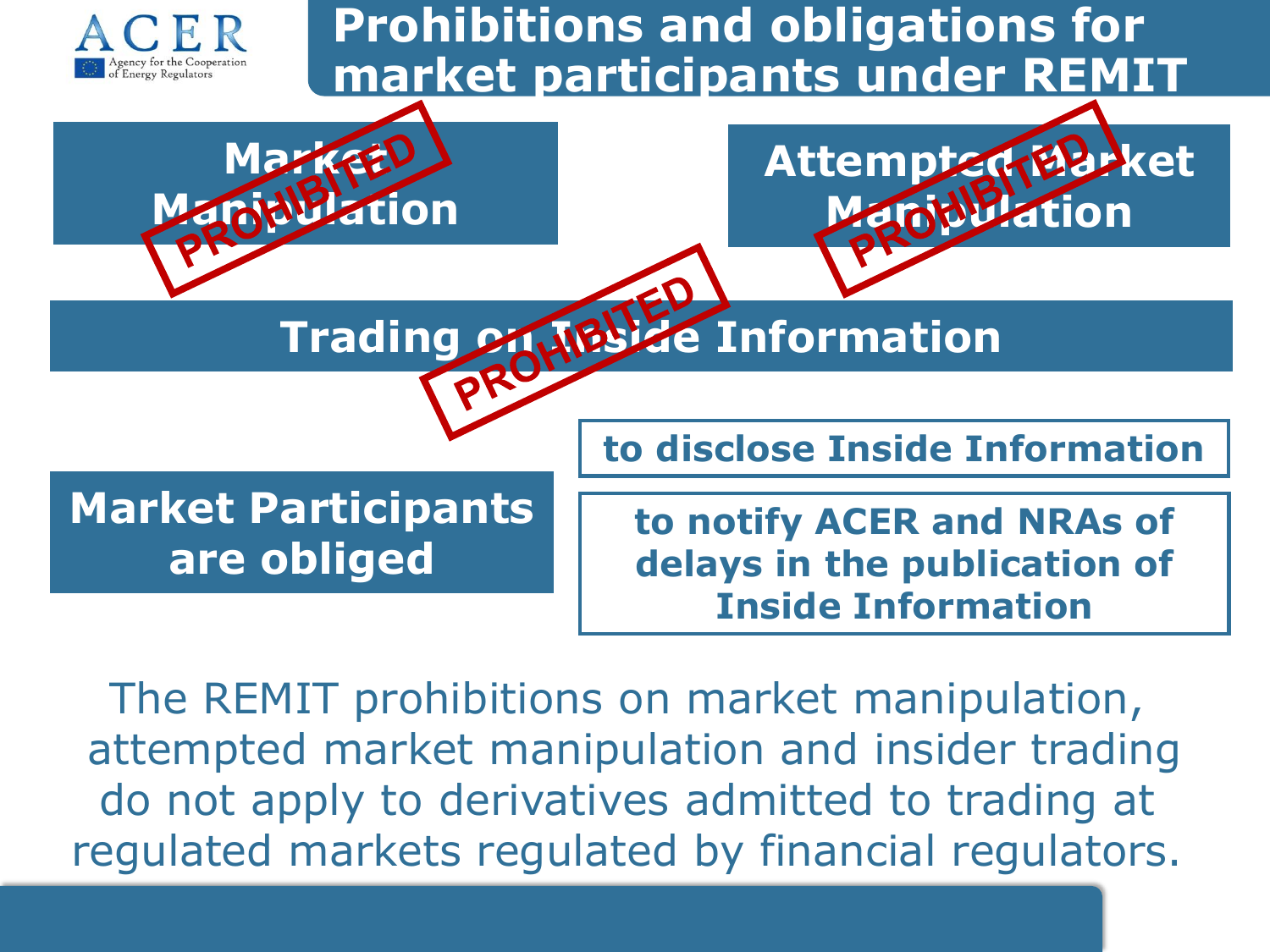# Prohibitions and obligations for market participants under REMIT

**Market Manipulation** — PROHIBITED

**Attempted Market Manipulation** — PROHIBITED

**Trading on Inside Information** — PROHIBITED

**Market Participants are obliged**

- to disclose Inside Information
- to notify ACER and NRAs of delays in the publication of Inside Information

The REMIT prohibitions on market manipulation, attempted market manipulation and insider trading do not apply to derivatives admitted to trading at regulated markets regulated by financial regulators.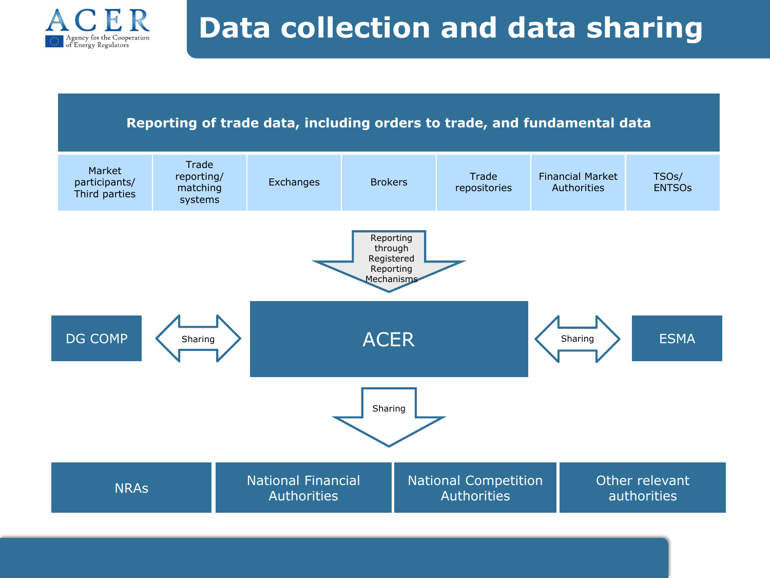# Data collection and data sharing

**Reporting of trade data, including orders to trade, and fundamental data**

| Market participants/ Third parties | Trade reporting/ matching systems | Exchanges | Brokers | Trade repositories | Financial Market Authorities | TSOs/ ENTSOs |
|---|---|---|---|---|---|---|

↓ Reporting through Registered Reporting Mechanisms

DG COMP ⟷ Sharing ⟷ **ACER** ⟷ Sharing ⟷ ESMA

↓ Sharing

| NRAs | National Financial Authorities | National Competition Authorities | Other relevant authorities |
|---|---|---|---|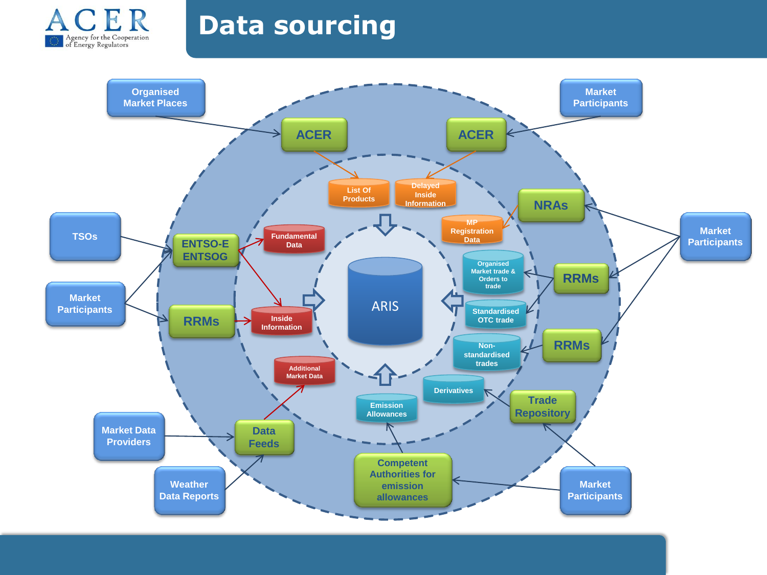# Data sourcing

Organised Market Places

Market Participants

ACER

ACER

List Of Products

Delayed Inside Information

NRAs

MP Registration Data

TSOs

ENTSO-E ENTSOG

Fundamental Data

Organised Market trade & Orders to trade

Market Participants

RRMs

ARIS

Market Participants

RRMs

Inside Information

Standardised OTC trade

Non-standardised trades

RRMs

Additional Market Data

Derivatives

Trade Repository

Emission Allowances

Market Data Providers

Data Feeds

Competent Authorities for emission allowances

Weather Data Reports

Market Participants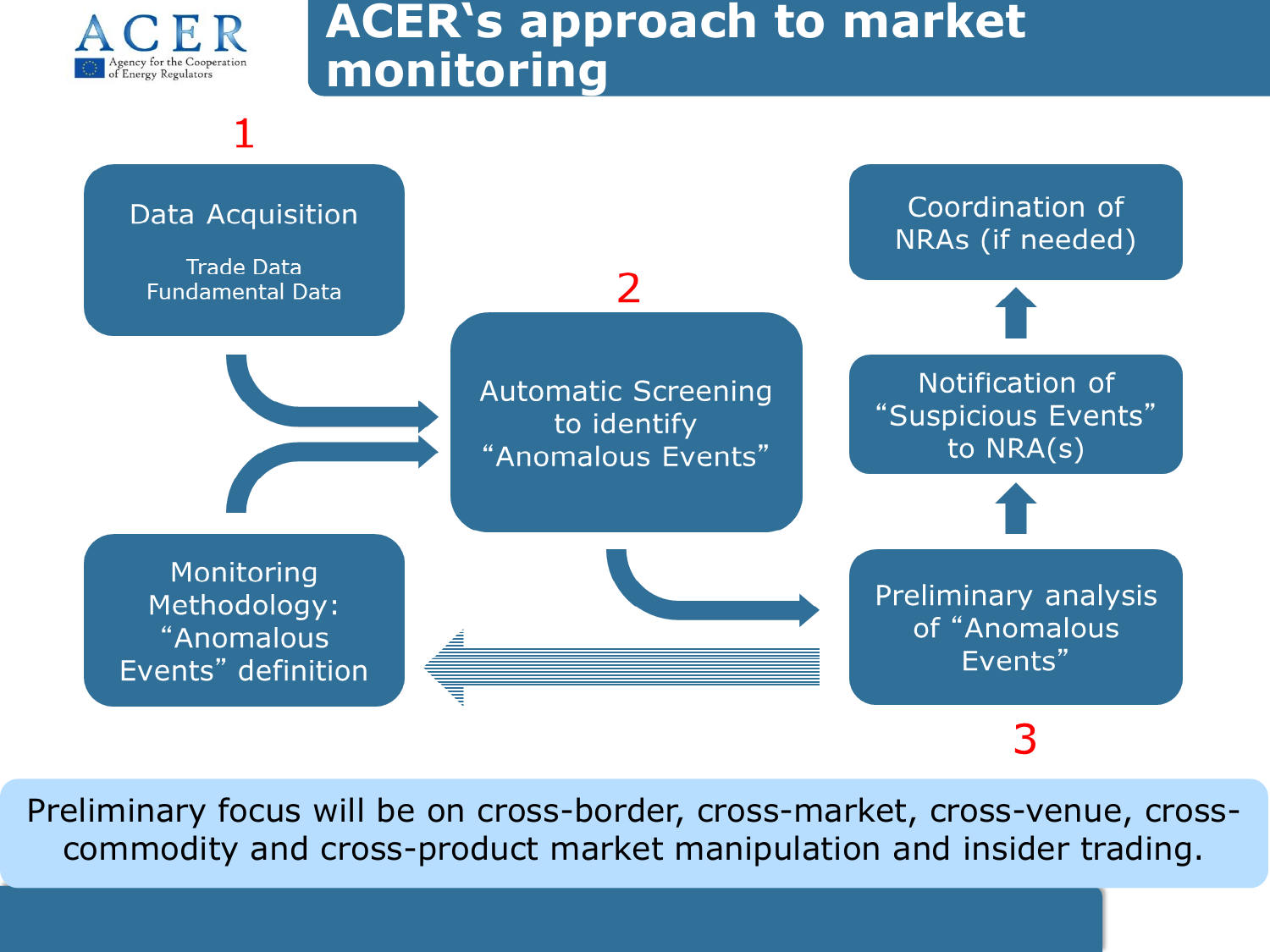# ACER's approach to market monitoring

**1**

**Data Acquisition**

- Trade Data
- Fundamental Data

**Monitoring Methodology:** "Anomalous Events" definition

**2**

**Automatic Screening** to identify "Anomalous Events"

**3**

**Preliminary analysis** of "Anomalous Events"

**Notification** of "Suspicious Events" to NRA(s)

**Coordination of NRAs** (if needed)

Preliminary focus will be on cross-border, cross-market, cross-venue, cross-commodity and cross-product market manipulation and insider trading.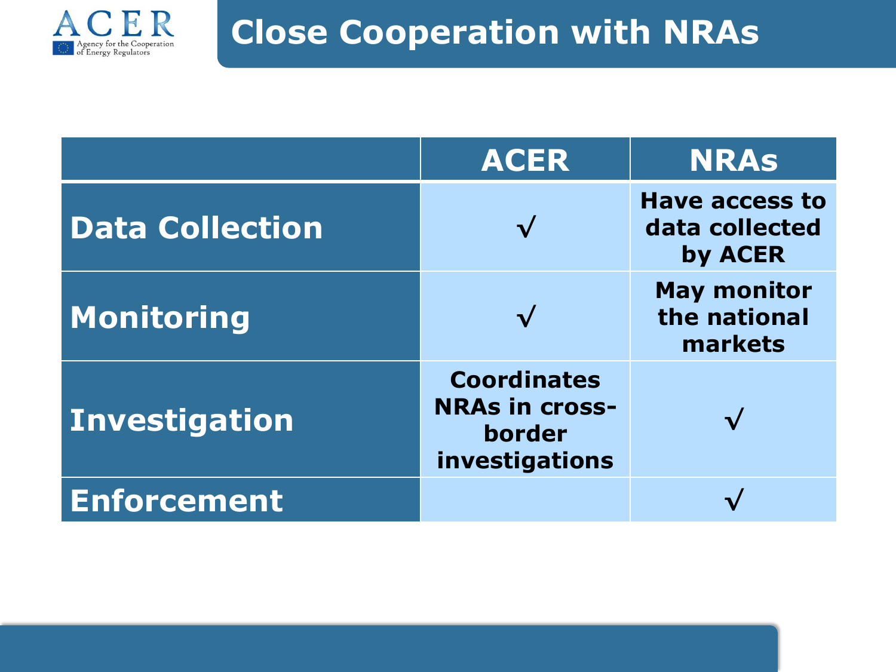# Close Cooperation with NRAs

| | ACER | NRAs |
|---|---|---|
| **Data Collection** | √ | Have access to data collected by ACER |
| **Monitoring** | √ | May monitor the national markets |
| **Investigation** | Coordinates NRAs in cross-border investigations | √ |
| **Enforcement** | | √ |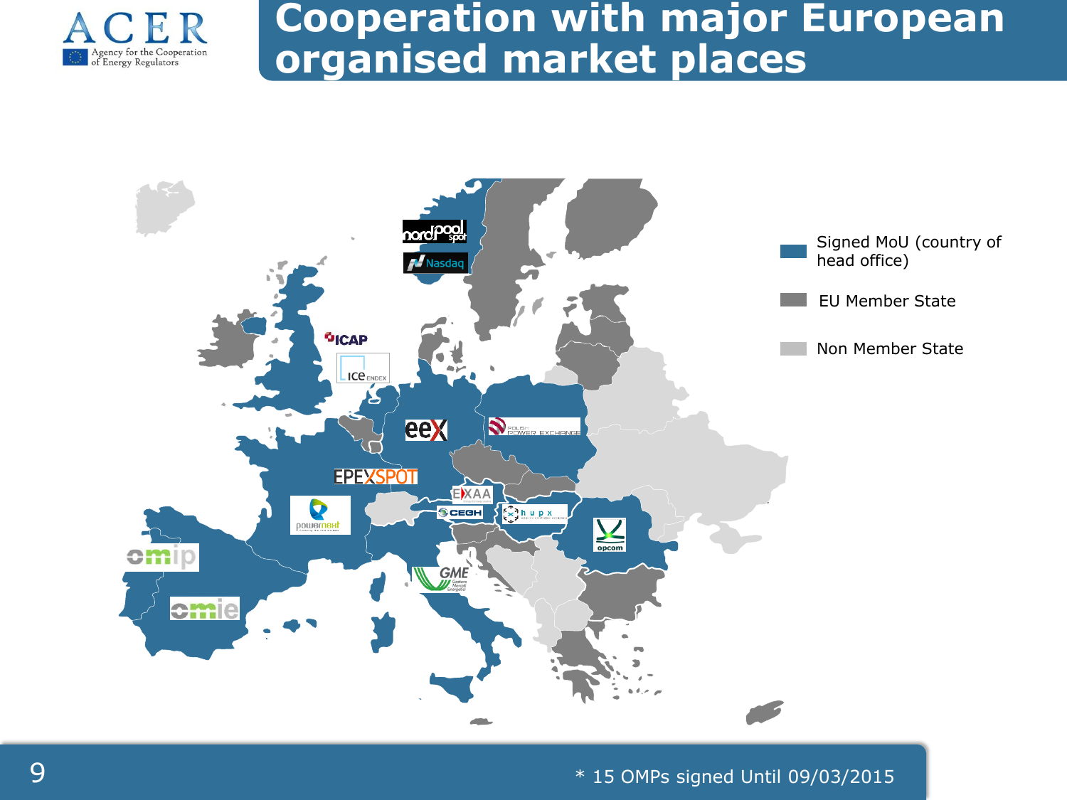# Cooperation with major European organised market places

Signed MoU (country of head office)

EU Member State

Non Member State

nordpool spot

Nasdaq

ICAP

ice ENDEX

eex

POLISH POWER EXCHANGE

EPEXSPOT

EXAA

CEGH

hupx

opcom

powernext

omip

omie

GME

\* 15 OMPs signed Until 09/03/2015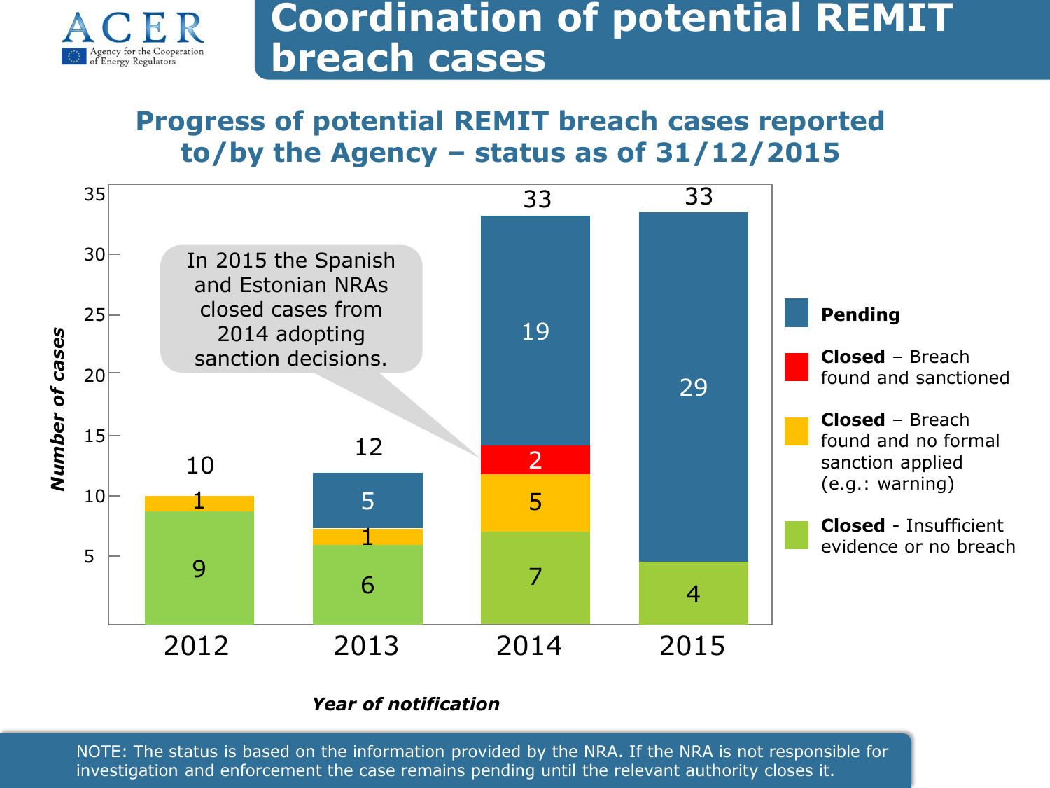# Coordination of potential REMIT breach cases

## Progress of potential REMIT breach cases reported to/by the Agency – status as of 31/12/2015

| Year of notification | Closed - Insufficient evidence or no breach | Closed – Breach found and no formal sanction applied (e.g.: warning) | Closed – Breach found and sanctioned | Pending | Total |
|---|---|---|---|---|---|
| 2012 | 9 | 1 | | | 10 |
| 2013 | 6 | 1 | | 5 | 12 |
| 2014 | 7 | 5 | 2 | 19 | 33 |
| 2015 | 4 | | | 29 | 33 |

In 2015 the Spanish and Estonian NRAs closed cases from 2014 adopting sanction decisions.

NOTE: The status is based on the information provided by the NRA. If the NRA is not responsible for investigation and enforcement the case remains pending until the relevant authority closes it.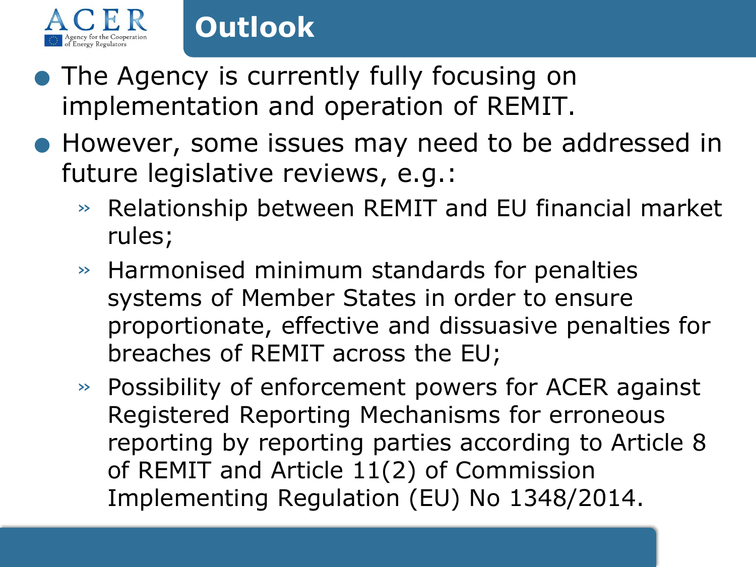# Outlook

- The Agency is currently fully focusing on implementation and operation of REMIT.
- However, some issues may need to be addressed in future legislative reviews, e.g.:
  - Relationship between REMIT and EU financial market rules;
  - Harmonised minimum standards for penalties systems of Member States in order to ensure proportionate, effective and dissuasive penalties for breaches of REMIT across the EU;
  - Possibility of enforcement powers for ACER against Registered Reporting Mechanisms for erroneous reporting by reporting parties according to Article 8 of REMIT and Article 11(2) of Commission Implementing Regulation (EU) No 1348/2014.